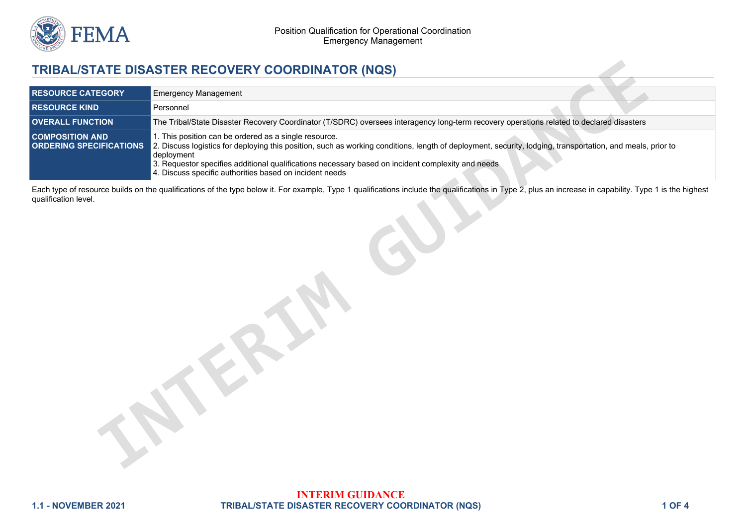# TRIBAL/STATE DISASTER RECOVERY COORDINATOR (NQS)

| | |
|---|---|
| **RESOURCE CATEGORY** | Emergency Management |
| **RESOURCE KIND** | Personnel |
| **OVERALL FUNCTION** | The Tribal/State Disaster Recovery Coordinator (T/SDRC) oversees interagency long-term recovery operations related to declared disasters |
| **COMPOSITION AND ORDERING SPECIFICATIONS** | 1. This position can be ordered as a single resource.<br>2. Discuss logistics for deploying this position, such as working conditions, length of deployment, security, lodging, transportation, and meals, prior to deployment<br>3. Requestor specifies additional qualifications necessary based on incident complexity and needs<br>4. Discuss specific authorities based on incident needs |

Each type of resource builds on the qualifications of the type below it. For example, Type 1 qualifications include the qualifications in Type 2, plus an increase in capability. Type 1 is the highest qualification level.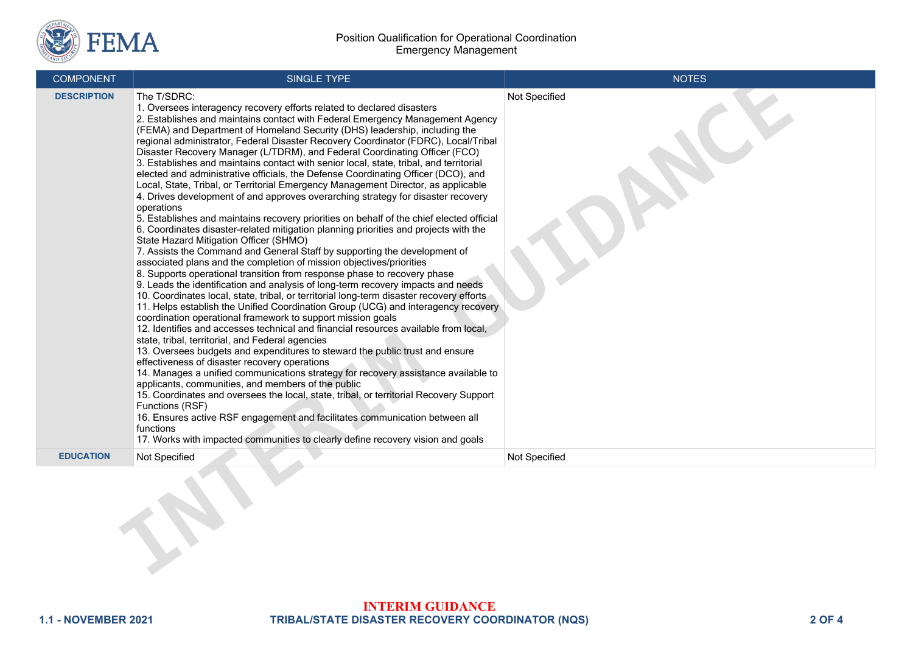| COMPONENT | SINGLE TYPE | NOTES |
|---|---|---|
| **DESCRIPTION** | The T/SDRC:<br>1. Oversees interagency recovery efforts related to declared disasters<br>2. Establishes and maintains contact with Federal Emergency Management Agency (FEMA) and Department of Homeland Security (DHS) leadership, including the regional administrator, Federal Disaster Recovery Coordinator (FDRC), Local/Tribal Disaster Recovery Manager (L/TDRM), and Federal Coordinating Officer (FCO)<br>3. Establishes and maintains contact with senior local, state, tribal, and territorial elected and administrative officials, the Defense Coordinating Officer (DCO), and Local, State, Tribal, or Territorial Emergency Management Director, as applicable<br>4. Drives development of and approves overarching strategy for disaster recovery operations<br>5. Establishes and maintains recovery priorities on behalf of the chief elected official<br>6. Coordinates disaster-related mitigation planning priorities and projects with the State Hazard Mitigation Officer (SHMO)<br>7. Assists the Command and General Staff by supporting the development of associated plans and the completion of mission objectives/priorities<br>8. Supports operational transition from response phase to recovery phase<br>9. Leads the identification and analysis of long-term recovery impacts and needs<br>10. Coordinates local, state, tribal, or territorial long-term disaster recovery efforts<br>11. Helps establish the Unified Coordination Group (UCG) and interagency recovery coordination operational framework to support mission goals<br>12. Identifies and accesses technical and financial resources available from local, state, tribal, territorial, and Federal agencies<br>13. Oversees budgets and expenditures to steward the public trust and ensure effectiveness of disaster recovery operations<br>14. Manages a unified communications strategy for recovery assistance available to applicants, communities, and members of the public<br>15. Coordinates and oversees the local, state, tribal, or territorial Recovery Support Functions (RSF)<br>16. Ensures active RSF engagement and facilitates communication between all functions<br>17. Works with impacted communities to clearly define recovery vision and goals | Not Specified |
| **EDUCATION** | Not Specified | Not Specified |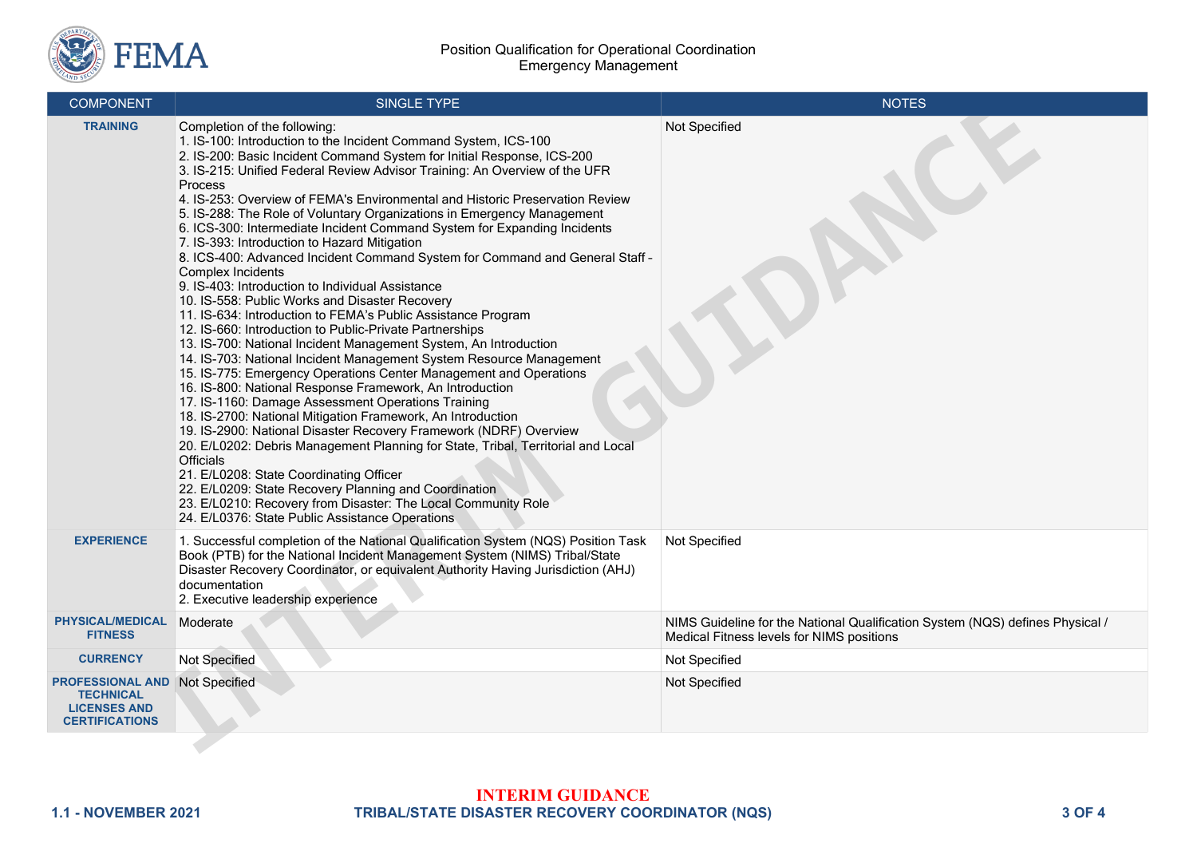| COMPONENT | SINGLE TYPE | NOTES |
|---|---|---|
| **TRAINING** | Completion of the following:<br>1. IS-100: Introduction to the Incident Command System, ICS-100<br>2. IS-200: Basic Incident Command System for Initial Response, ICS-200<br>3. IS-215: Unified Federal Review Advisor Training: An Overview of the UFR Process<br>4. IS-253: Overview of FEMA's Environmental and Historic Preservation Review<br>5. IS-288: The Role of Voluntary Organizations in Emergency Management<br>6. ICS-300: Intermediate Incident Command System for Expanding Incidents<br>7. IS-393: Introduction to Hazard Mitigation<br>8. ICS-400: Advanced Incident Command System for Command and General Staff - Complex Incidents<br>9. IS-403: Introduction to Individual Assistance<br>10. IS-558: Public Works and Disaster Recovery<br>11. IS-634: Introduction to FEMA's Public Assistance Program<br>12. IS-660: Introduction to Public-Private Partnerships<br>13. IS-700: National Incident Management System, An Introduction<br>14. IS-703: National Incident Management System Resource Management<br>15. IS-775: Emergency Operations Center Management and Operations<br>16. IS-800: National Response Framework, An Introduction<br>17. IS-1160: Damage Assessment Operations Training<br>18. IS-2700: National Mitigation Framework, An Introduction<br>19. IS-2900: National Disaster Recovery Framework (NDRF) Overview<br>20. E/L0202: Debris Management Planning for State, Tribal, Territorial and Local Officials<br>21. E/L0208: State Coordinating Officer<br>22. E/L0209: State Recovery Planning and Coordination<br>23. E/L0210: Recovery from Disaster: The Local Community Role<br>24. E/L0376: State Public Assistance Operations | Not Specified |
| **EXPERIENCE** | 1. Successful completion of the National Qualification System (NQS) Position Task Book (PTB) for the National Incident Management System (NIMS) Tribal/State Disaster Recovery Coordinator, or equivalent Authority Having Jurisdiction (AHJ) documentation<br>2. Executive leadership experience | Not Specified |
| **PHYSICAL/MEDICAL FITNESS** | Moderate | NIMS Guideline for the National Qualification System (NQS) defines Physical / Medical Fitness levels for NIMS positions |
| **CURRENCY** | Not Specified | Not Specified |
| **PROFESSIONAL AND TECHNICAL LICENSES AND CERTIFICATIONS** | Not Specified | Not Specified |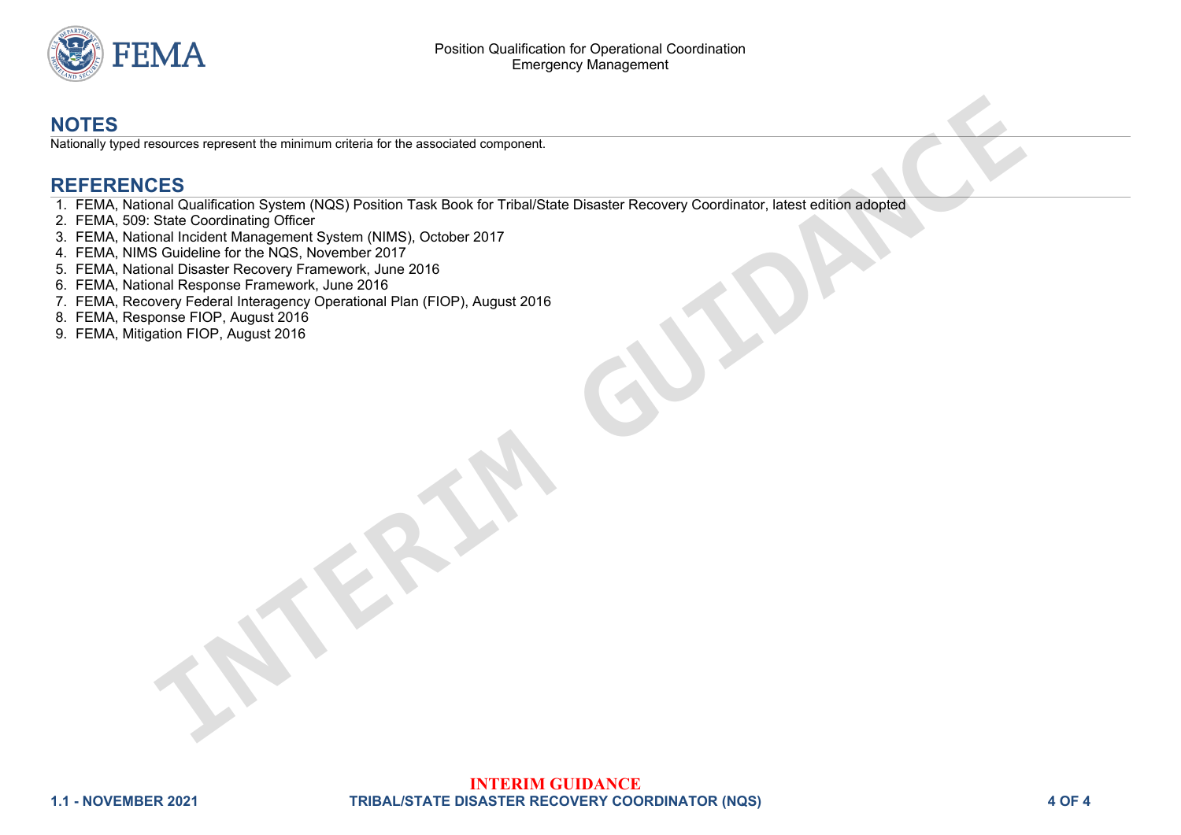## NOTES

Nationally typed resources represent the minimum criteria for the associated component.

## REFERENCES

1. FEMA, National Qualification System (NQS) Position Task Book for Tribal/State Disaster Recovery Coordinator, latest edition adopted
2. FEMA, 509: State Coordinating Officer
3. FEMA, National Incident Management System (NIMS), October 2017
4. FEMA, NIMS Guideline for the NQS, November 2017
5. FEMA, National Disaster Recovery Framework, June 2016
6. FEMA, National Response Framework, June 2016
7. FEMA, Recovery Federal Interagency Operational Plan (FIOP), August 2016
8. FEMA, Response FIOP, August 2016
9. FEMA, Mitigation FIOP, August 2016